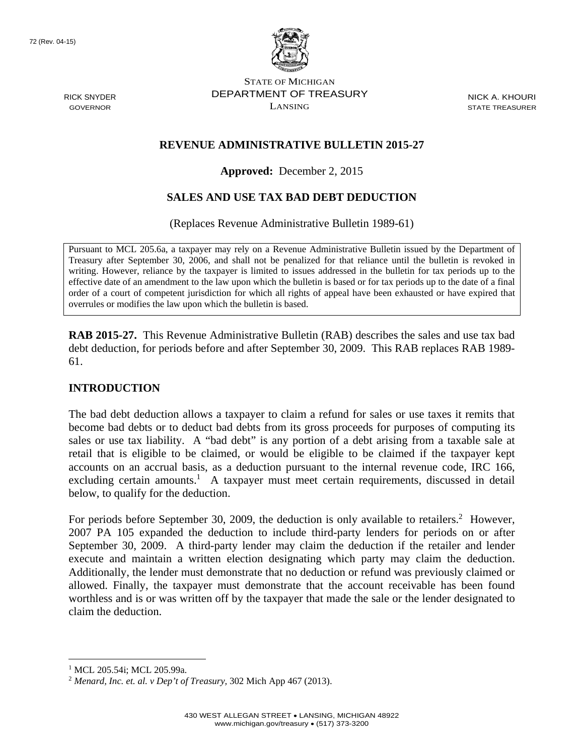72 (Rev. 04-15)

STATE OF MICHIGAN
DEPARTMENT OF TREASURY
LANSING

RICK SNYDER
GOVERNOR

NICK A. KHOURI
STATE TREASURER

## REVENUE ADMINISTRATIVE BULLETIN 2015-27

**Approved:** December 2, 2015

## SALES AND USE TAX BAD DEBT DEDUCTION

(Replaces Revenue Administrative Bulletin 1989-61)

Pursuant to MCL 205.6a, a taxpayer may rely on a Revenue Administrative Bulletin issued by the Department of Treasury after September 30, 2006, and shall not be penalized for that reliance until the bulletin is revoked in writing. However, reliance by the taxpayer is limited to issues addressed in the bulletin for tax periods up to the effective date of an amendment to the law upon which the bulletin is based or for tax periods up to the date of a final order of a court of competent jurisdiction for which all rights of appeal have been exhausted or have expired that overrules or modifies the law upon which the bulletin is based.

**RAB 2015-27.** This Revenue Administrative Bulletin (RAB) describes the sales and use tax bad debt deduction, for periods before and after September 30, 2009. This RAB replaces RAB 1989-61.

## INTRODUCTION

The bad debt deduction allows a taxpayer to claim a refund for sales or use taxes it remits that become bad debts or to deduct bad debts from its gross proceeds for purposes of computing its sales or use tax liability. A "bad debt" is any portion of a debt arising from a taxable sale at retail that is eligible to be claimed, or would be eligible to be claimed if the taxpayer kept accounts on an accrual basis, as a deduction pursuant to the internal revenue code, IRC 166, excluding certain amounts.[1] A taxpayer must meet certain requirements, discussed in detail below, to qualify for the deduction.

For periods before September 30, 2009, the deduction is only available to retailers.[2] However, 2007 PA 105 expanded the deduction to include third-party lenders for periods on or after September 30, 2009. A third-party lender may claim the deduction if the retailer and lender execute and maintain a written election designating which party may claim the deduction. Additionally, the lender must demonstrate that no deduction or refund was previously claimed or allowed. Finally, the taxpayer must demonstrate that the account receivable has been found worthless and is or was written off by the taxpayer that made the sale or the lender designated to claim the deduction.

---

[1] MCL 205.54i; MCL 205.99a.

[2] *Menard, Inc. et. al. v Dep't of Treasury*, 302 Mich App 467 (2013).

430 WEST ALLEGAN STREET • LANSING, MICHIGAN 48922
www.michigan.gov/treasury • (517) 373-3200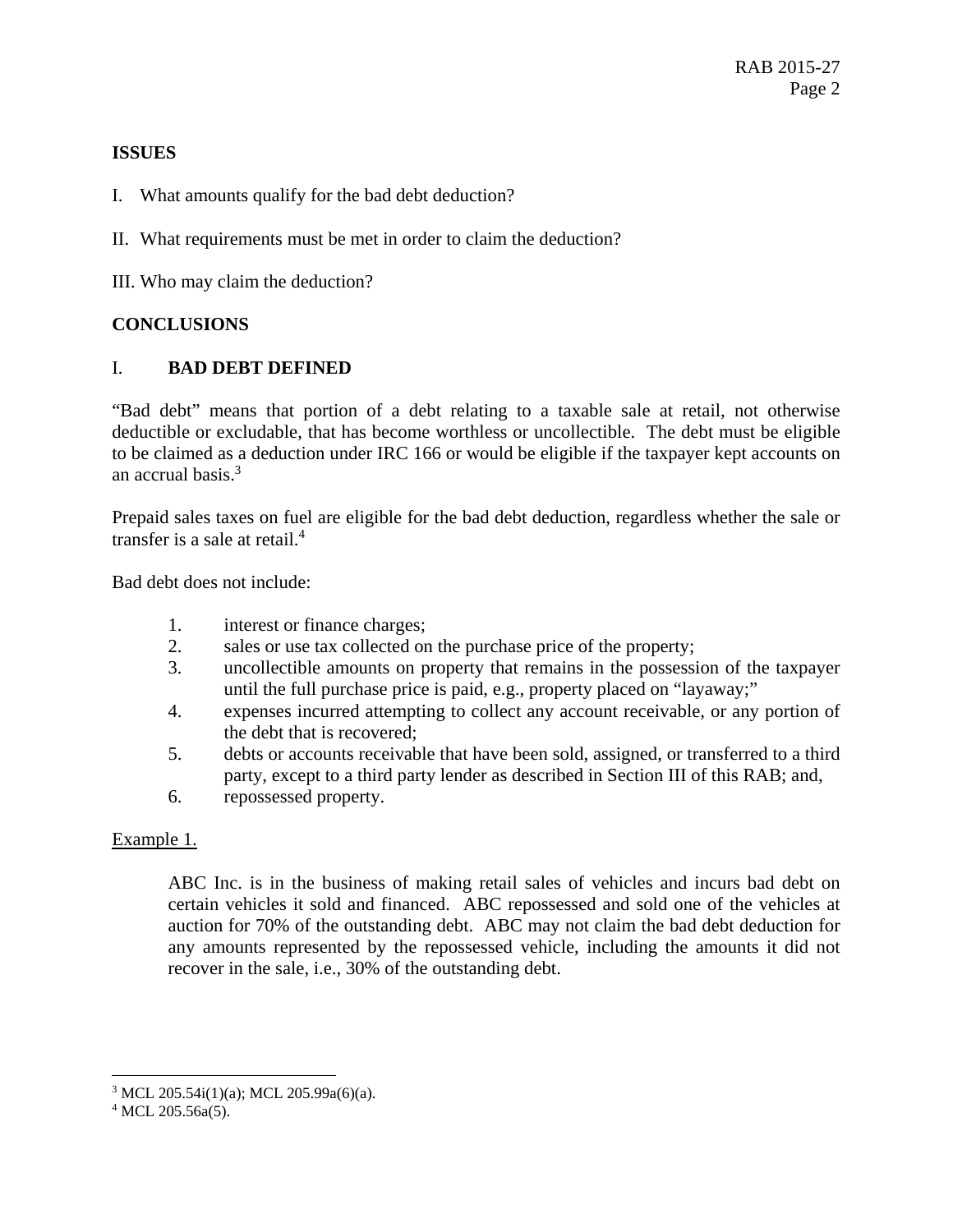## ISSUES

I. What amounts qualify for the bad debt deduction?

II. What requirements must be met in order to claim the deduction?

III. Who may claim the deduction?

## CONCLUSIONS

### I. BAD DEBT DEFINED

"Bad debt" means that portion of a debt relating to a taxable sale at retail, not otherwise deductible or excludable, that has become worthless or uncollectible. The debt must be eligible to be claimed as a deduction under IRC 166 or would be eligible if the taxpayer kept accounts on an accrual basis.[3]

Prepaid sales taxes on fuel are eligible for the bad debt deduction, regardless whether the sale or transfer is a sale at retail.[4]

Bad debt does not include:

1. interest or finance charges;
2. sales or use tax collected on the purchase price of the property;
3. uncollectible amounts on property that remains in the possession of the taxpayer until the full purchase price is paid, e.g., property placed on "layaway;"
4. expenses incurred attempting to collect any account receivable, or any portion of the debt that is recovered;
5. debts or accounts receivable that have been sold, assigned, or transferred to a third party, except to a third party lender as described in Section III of this RAB; and,
6. repossessed property.

Example 1.

> ABC Inc. is in the business of making retail sales of vehicles and incurs bad debt on certain vehicles it sold and financed. ABC repossessed and sold one of the vehicles at auction for 70% of the outstanding debt. ABC may not claim the bad debt deduction for any amounts represented by the repossessed vehicle, including the amounts it did not recover in the sale, i.e., 30% of the outstanding debt.

---

[3] MCL 205.54i(1)(a); MCL 205.99a(6)(a).

[4] MCL 205.56a(5).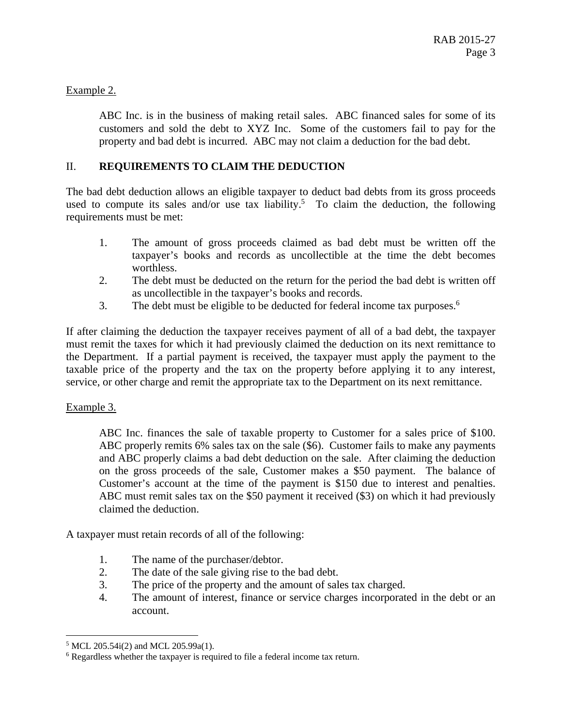Example 2.

> ABC Inc. is in the business of making retail sales. ABC financed sales for some of its customers and sold the debt to XYZ Inc. Some of the customers fail to pay for the property and bad debt is incurred. ABC may not claim a deduction for the bad debt.

## II. **REQUIREMENTS TO CLAIM THE DEDUCTION**

The bad debt deduction allows an eligible taxpayer to deduct bad debts from its gross proceeds used to compute its sales and/or use tax liability.[5] To claim the deduction, the following requirements must be met:

1. The amount of gross proceeds claimed as bad debt must be written off the taxpayer's books and records as uncollectible at the time the debt becomes worthless.
2. The debt must be deducted on the return for the period the bad debt is written off as uncollectible in the taxpayer's books and records.
3. The debt must be eligible to be deducted for federal income tax purposes.[6]

If after claiming the deduction the taxpayer receives payment of all of a bad debt, the taxpayer must remit the taxes for which it had previously claimed the deduction on its next remittance to the Department. If a partial payment is received, the taxpayer must apply the payment to the taxable price of the property and the tax on the property before applying it to any interest, service, or other charge and remit the appropriate tax to the Department on its next remittance.

Example 3.

> ABC Inc. finances the sale of taxable property to Customer for a sales price of $100. ABC properly remits 6% sales tax on the sale ($6). Customer fails to make any payments and ABC properly claims a bad debt deduction on the sale. After claiming the deduction on the gross proceeds of the sale, Customer makes a $50 payment. The balance of Customer's account at the time of the payment is $150 due to interest and penalties. ABC must remit sales tax on the $50 payment it received ($3) on which it had previously claimed the deduction.

A taxpayer must retain records of all of the following:

1. The name of the purchaser/debtor.
2. The date of the sale giving rise to the bad debt.
3. The price of the property and the amount of sales tax charged.
4. The amount of interest, finance or service charges incorporated in the debt or an account.

---

[5] MCL 205.54i(2) and MCL 205.99a(1).

[6] Regardless whether the taxpayer is required to file a federal income tax return.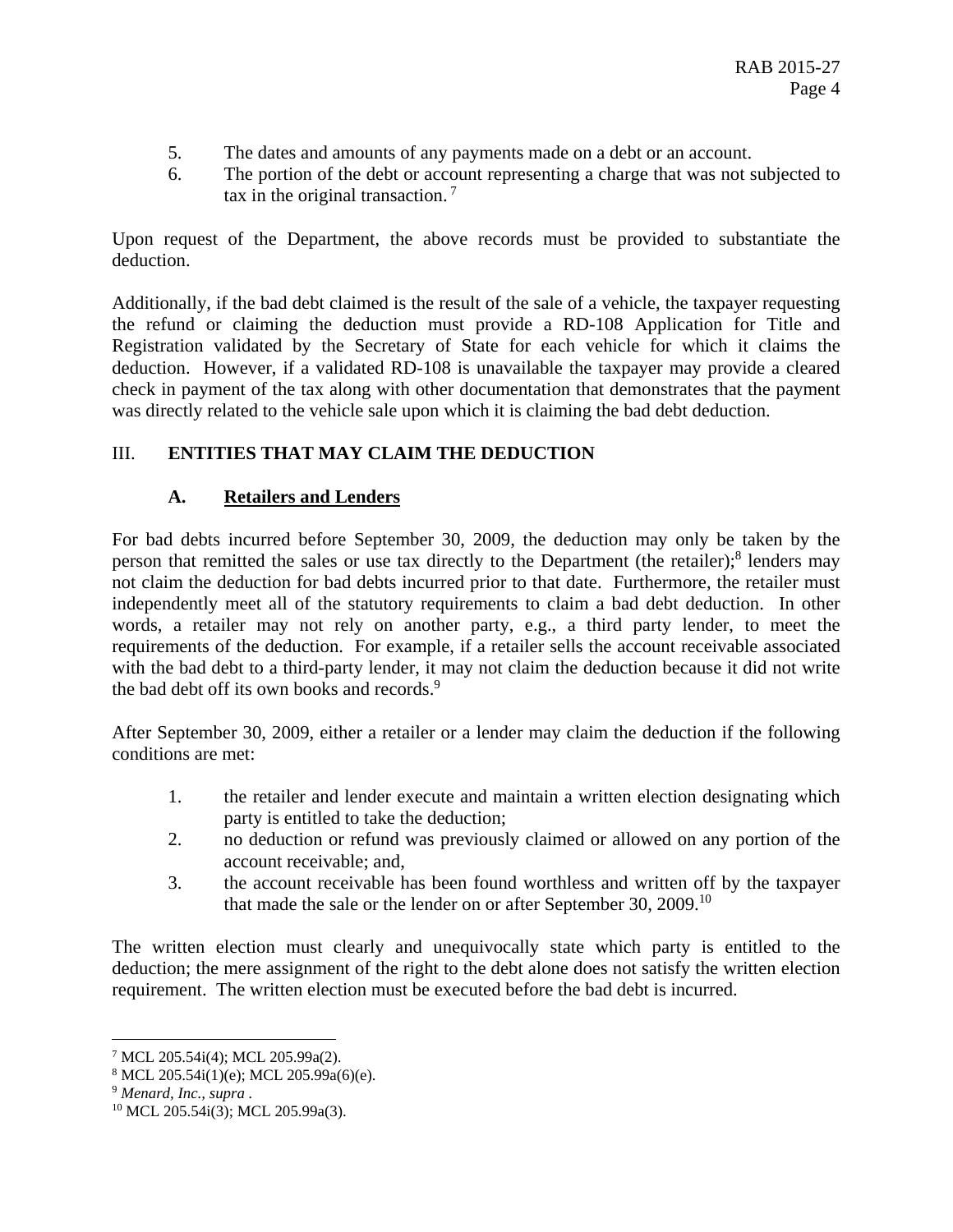5. The dates and amounts of any payments made on a debt or an account.
6. The portion of the debt or account representing a charge that was not subjected to tax in the original transaction.[7]

Upon request of the Department, the above records must be provided to substantiate the deduction.

Additionally, if the bad debt claimed is the result of the sale of a vehicle, the taxpayer requesting the refund or claiming the deduction must provide a RD-108 Application for Title and Registration validated by the Secretary of State for each vehicle for which it claims the deduction. However, if a validated RD-108 is unavailable the taxpayer may provide a cleared check in payment of the tax along with other documentation that demonstrates that the payment was directly related to the vehicle sale upon which it is claiming the bad debt deduction.

## III. ENTITIES THAT MAY CLAIM THE DEDUCTION

### A. Retailers and Lenders

For bad debts incurred before September 30, 2009, the deduction may only be taken by the person that remitted the sales or use tax directly to the Department (the retailer);[8] lenders may not claim the deduction for bad debts incurred prior to that date. Furthermore, the retailer must independently meet all of the statutory requirements to claim a bad debt deduction. In other words, a retailer may not rely on another party, e.g., a third party lender, to meet the requirements of the deduction. For example, if a retailer sells the account receivable associated with the bad debt to a third-party lender, it may not claim the deduction because it did not write the bad debt off its own books and records.[9]

After September 30, 2009, either a retailer or a lender may claim the deduction if the following conditions are met:

1. the retailer and lender execute and maintain a written election designating which party is entitled to take the deduction;
2. no deduction or refund was previously claimed or allowed on any portion of the account receivable; and,
3. the account receivable has been found worthless and written off by the taxpayer that made the sale or the lender on or after September 30, 2009.[10]

The written election must clearly and unequivocally state which party is entitled to the deduction; the mere assignment of the right to the debt alone does not satisfy the written election requirement. The written election must be executed before the bad debt is incurred.

---

[7] MCL 205.54i(4); MCL 205.99a(2).
[8] MCL 205.54i(1)(e); MCL 205.99a(6)(e).
[9] *Menard, Inc., supra* .
[10] MCL 205.54i(3); MCL 205.99a(3).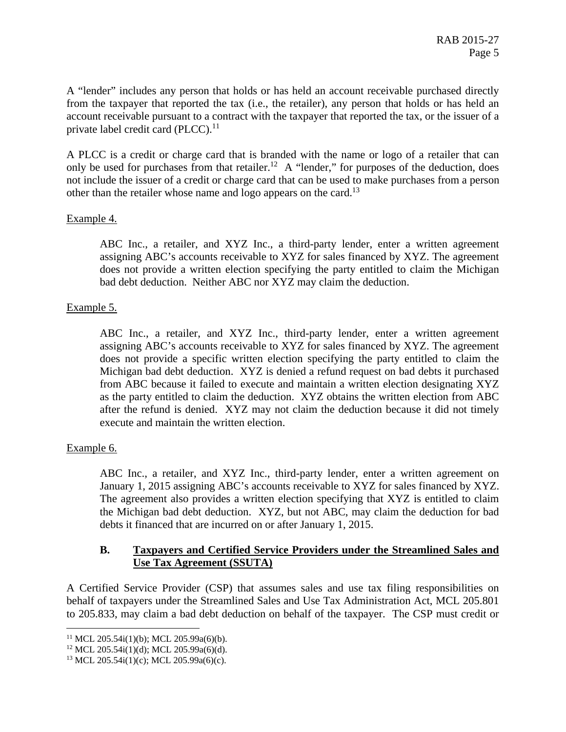A "lender" includes any person that holds or has held an account receivable purchased directly from the taxpayer that reported the tax (i.e., the retailer), any person that holds or has held an account receivable pursuant to a contract with the taxpayer that reported the tax, or the issuer of a private label credit card (PLCC).[11]

A PLCC is a credit or charge card that is branded with the name or logo of a retailer that can only be used for purchases from that retailer.[12] A "lender," for purposes of the deduction, does not include the issuer of a credit or charge card that can be used to make purchases from a person other than the retailer whose name and logo appears on the card.[13]

Example 4.

> ABC Inc., a retailer, and XYZ Inc., a third-party lender, enter a written agreement assigning ABC's accounts receivable to XYZ for sales financed by XYZ. The agreement does not provide a written election specifying the party entitled to claim the Michigan bad debt deduction. Neither ABC nor XYZ may claim the deduction.

Example 5.

> ABC Inc., a retailer, and XYZ Inc., third-party lender, enter a written agreement assigning ABC's accounts receivable to XYZ for sales financed by XYZ. The agreement does not provide a specific written election specifying the party entitled to claim the Michigan bad debt deduction. XYZ is denied a refund request on bad debts it purchased from ABC because it failed to execute and maintain a written election designating XYZ as the party entitled to claim the deduction. XYZ obtains the written election from ABC after the refund is denied. XYZ may not claim the deduction because it did not timely execute and maintain the written election.

Example 6.

> ABC Inc., a retailer, and XYZ Inc., third-party lender, enter a written agreement on January 1, 2015 assigning ABC's accounts receivable to XYZ for sales financed by XYZ. The agreement also provides a written election specifying that XYZ is entitled to claim the Michigan bad debt deduction. XYZ, but not ABC, may claim the deduction for bad debts it financed that are incurred on or after January 1, 2015.

### B. Taxpayers and Certified Service Providers under the Streamlined Sales and Use Tax Agreement (SSUTA)

A Certified Service Provider (CSP) that assumes sales and use tax filing responsibilities on behalf of taxpayers under the Streamlined Sales and Use Tax Administration Act, MCL 205.801 to 205.833, may claim a bad debt deduction on behalf of the taxpayer. The CSP must credit or

---

[11] MCL 205.54i(1)(b); MCL 205.99a(6)(b).

[12] MCL 205.54i(1)(d); MCL 205.99a(6)(d).

[13] MCL 205.54i(1)(c); MCL 205.99a(6)(c).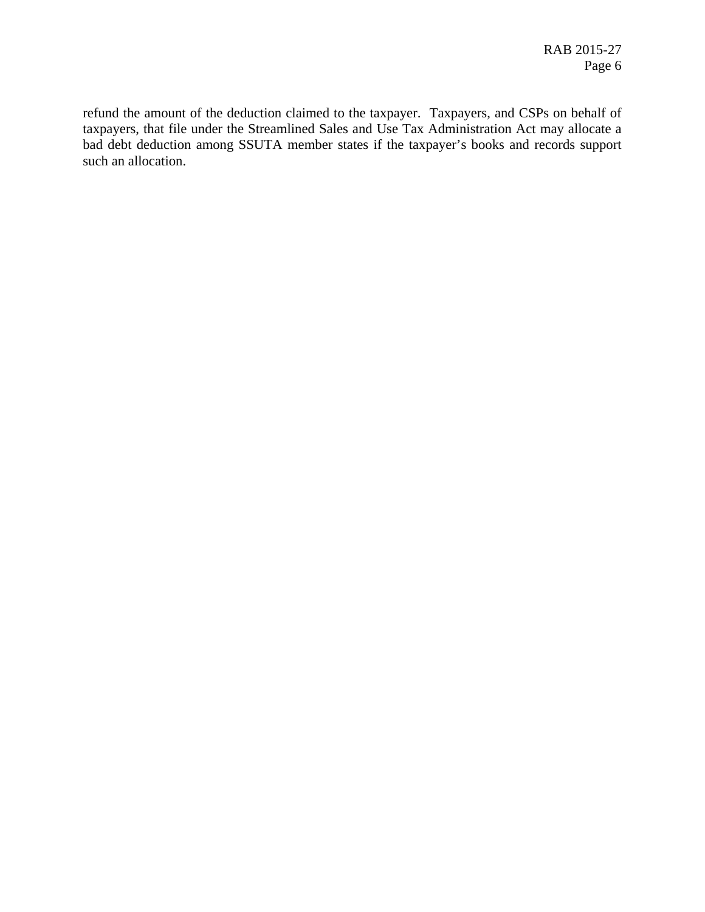refund the amount of the deduction claimed to the taxpayer. Taxpayers, and CSPs on behalf of taxpayers, that file under the Streamlined Sales and Use Tax Administration Act may allocate a bad debt deduction among SSUTA member states if the taxpayer's books and records support such an allocation.